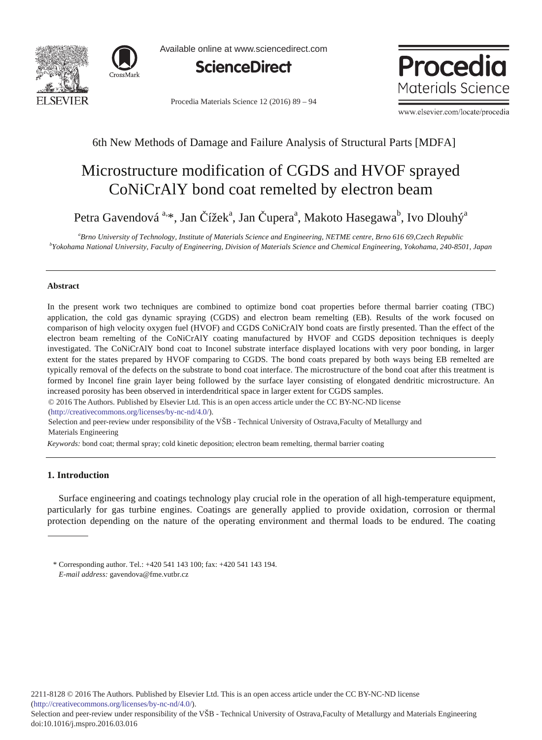6th New Methods of Damage and Failure Analysis of Structural Parts [MDFA]

# Microstructure modification of CGDS and HVOF sprayed CoNiCrAlY bond coat remelted by electron beam

Petra Gavendová [a,]*, Jan Čížek[a], Jan Čupera[a], Makoto Hasegawa[b], Ivo Dlouhý[a]

[a]*Brno University of Technology, Institute of Materials Science and Engineering, NETME centre, Brno 616 69,Czech Republic*
[b]*Yokohama National University, Faculty of Engineering, Division of Materials Science and Chemical Engineering, Yokohama, 240-8501, Japan*

---

### Abstract

In the present work two techniques are combined to optimize bond coat properties before thermal barrier coating (TBC) application, the cold gas dynamic spraying (CGDS) and electron beam remelting (EB). Results of the work focused on comparison of high velocity oxygen fuel (HVOF) and CGDS CoNiCrAlY bond coats are firstly presented. Than the effect of the electron beam remelting of the CoNiCrAlY coating manufactured by HVOF and CGDS deposition techniques is deeply investigated. The CoNiCrAlY bond coat to Inconel substrate interface displayed locations with very poor bonding, in larger extent for the states prepared by HVOF comparing to CGDS. The bond coats prepared by both ways being EB remelted are typically removal of the defects on the substrate to bond coat interface. The microstructure of the bond coat after this treatment is formed by Inconel fine grain layer being followed by the surface layer consisting of elongated dendritic microstructure. An increased porosity has been observed in interdendritical space in larger extent for CGDS samples.

© 2016 The Authors. Published by Elsevier Ltd. This is an open access article under the CC BY-NC-ND license (http://creativecommons.org/licenses/by-nc-nd/4.0/).
Selection and peer-review under responsibility of the VŠB - Technical University of Ostrava,Faculty of Metallurgy and Materials Engineering

*Keywords:* bond coat; thermal spray; cold kinetic deposition; electron beam remelting, thermal barrier coating

---

## 1. Introduction

Surface engineering and coatings technology play crucial role in the operation of all high-temperature equipment, particularly for gas turbine engines. Coatings are generally applied to provide oxidation, corrosion or thermal protection depending on the nature of the operating environment and thermal loads to be endured. The coating

---

\* Corresponding author. Tel.: +420 541 143 100; fax: +420 541 143 194.
*E-mail address:* gavendova@fme.vutbr.cz

2211-8128 © 2016 The Authors. Published by Elsevier Ltd. This is an open access article under the CC BY-NC-ND license (http://creativecommons.org/licenses/by-nc-nd/4.0/).
Selection and peer-review under responsibility of the VŠB - Technical University of Ostrava,Faculty of Metallurgy and Materials Engineering
doi:10.1016/j.mspro.2016.03.016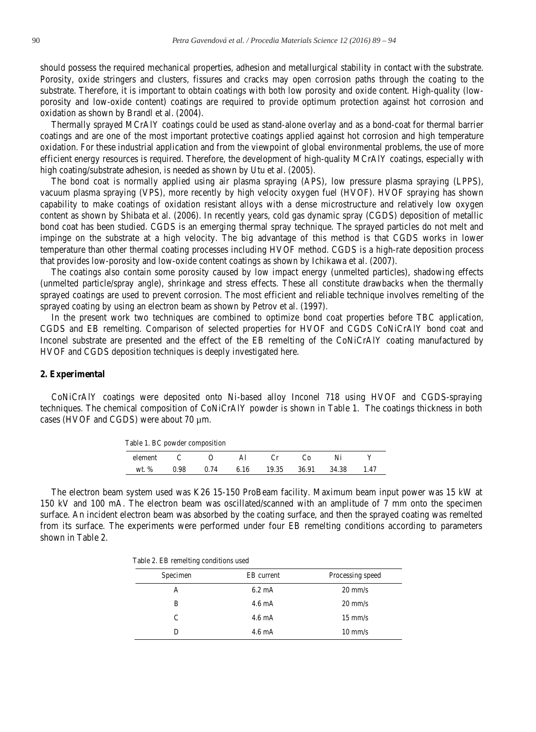should possess the required mechanical properties, adhesion and metallurgical stability in contact with the substrate. Porosity, oxide stringers and clusters, fissures and cracks may open corrosion paths through the coating to the substrate. Therefore, it is important to obtain coatings with both low porosity and oxide content. High-quality (low-porosity and low-oxide content) coatings are required to provide optimum protection against hot corrosion and oxidation as shown by Brandl et al. (2004).

Thermally sprayed MCrAlY coatings could be used as stand-alone overlay and as a bond-coat for thermal barrier coatings and are one of the most important protective coatings applied against hot corrosion and high temperature oxidation. For these industrial application and from the viewpoint of global environmental problems, the use of more efficient energy resources is required. Therefore, the development of high-quality MCrAlY coatings, especially with high coating/substrate adhesion, is needed as shown by Utu et al. (2005).

The bond coat is normally applied using air plasma spraying (APS), low pressure plasma spraying (LPPS), vacuum plasma spraying (VPS), more recently by high velocity oxygen fuel (HVOF). HVOF spraying has shown capability to make coatings of oxidation resistant alloys with a dense microstructure and relatively low oxygen content as shown by Shibata et al. (2006). In recently years, cold gas dynamic spray (CGDS) deposition of metallic bond coat has been studied. CGDS is an emerging thermal spray technique. The sprayed particles do not melt and impinge on the substrate at a high velocity. The big advantage of this method is that CGDS works in lower temperature than other thermal coating processes including HVOF method. CGDS is a high-rate deposition process that provides low-porosity and low-oxide content coatings as shown by Ichikawa et al. (2007).

The coatings also contain some porosity caused by low impact energy (unmelted particles), shadowing effects (unmelted particle/spray angle), shrinkage and stress effects. These all constitute drawbacks when the thermally sprayed coatings are used to prevent corrosion. The most efficient and reliable technique involves remelting of the sprayed coating by using an electron beam as shown by Petrov et al. (1997).

In the present work two techniques are combined to optimize bond coat properties before TBC application, CGDS and EB remelting. Comparison of selected properties for HVOF and CGDS CoNiCrAlY bond coat and Inconel substrate are presented and the effect of the EB remelting of the CoNiCrAlY coating manufactured by HVOF and CGDS deposition techniques is deeply investigated here.

## 2. Experimental

CoNiCrAlY coatings were deposited onto Ni-based alloy Inconel 718 using HVOF and CGDS-spraying techniques. The chemical composition of CoNiCrAlY powder is shown in Table 1. The coatings thickness in both cases (HVOF and CGDS) were about 70 μm.

Table 1. BC powder composition

| element | C | O | Al | Cr | Co | Ni | Y |
|---|---|---|---|---|---|---|---|
| wt. % | 0.98 | 0.74 | 6.16 | 19.35 | 36.91 | 34.38 | 1.47 |

The electron beam system used was K26 15-150 ProBeam facility. Maximum beam input power was 15 kW at 150 kV and 100 mA. The electron beam was oscillated/scanned with an amplitude of 7 mm onto the specimen surface. An incident electron beam was absorbed by the coating surface, and then the sprayed coating was remelted from its surface. The experiments were performed under four EB remelting conditions according to parameters shown in Table 2.

Table 2. EB remelting conditions used

| Specimen | EB current | Processing speed |
|---|---|---|
| A | 6.2 mA | 20 mm/s |
| B | 4.6 mA | 20 mm/s |
| C | 4.6 mA | 15 mm/s |
| D | 4.6 mA | 10 mm/s |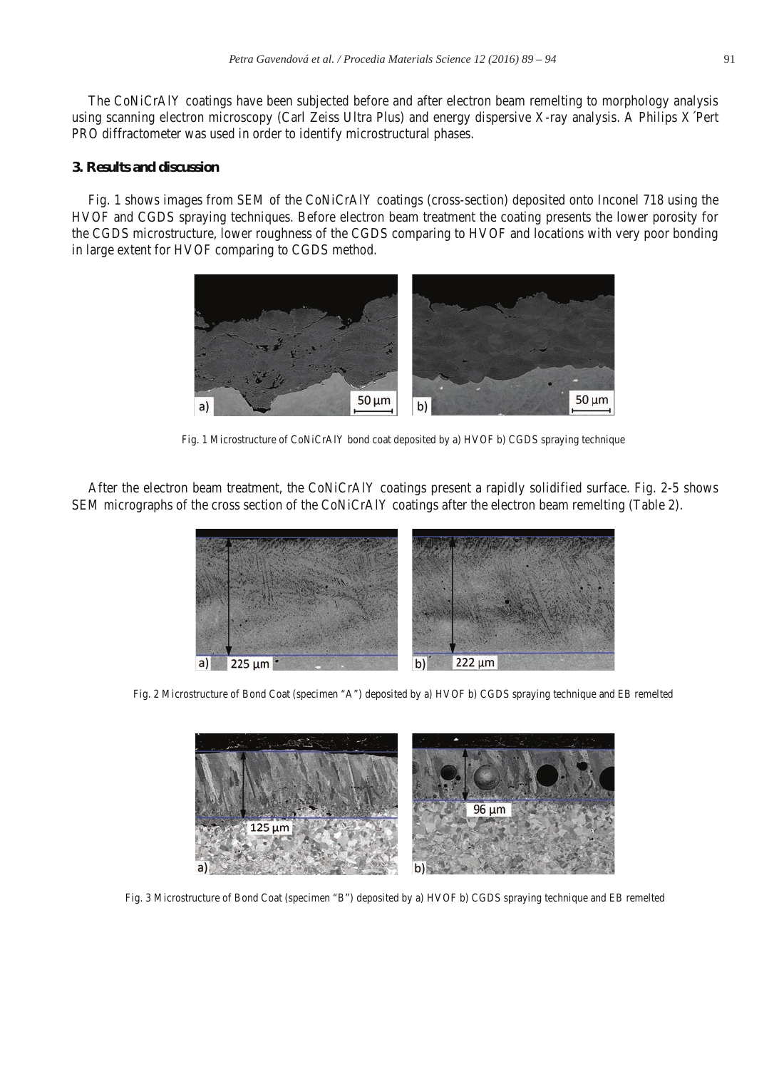The CoNiCrAlY coatings have been subjected before and after electron beam remelting to morphology analysis using scanning electron microscopy (Carl Zeiss Ultra Plus) and energy dispersive X-ray analysis. A Philips X´Pert PRO diffractometer was used in order to identify microstructural phases.

## 3. Results and discussion

Fig. 1 shows images from SEM of the CoNiCrAlY coatings (cross-section) deposited onto Inconel 718 using the HVOF and CGDS spraying techniques. Before electron beam treatment the coating presents the lower porosity for the CGDS microstructure, lower roughness of the CGDS comparing to HVOF and locations with very poor bonding in large extent for HVOF comparing to CGDS method.

Fig. 1 Microstructure of CoNiCrAlY bond coat deposited by a) HVOF b) CGDS spraying technique

After the electron beam treatment, the CoNiCrAlY coatings present a rapidly solidified surface. Fig. 2-5 shows SEM micrographs of the cross section of the CoNiCrAlY coatings after the electron beam remelting (Table 2).

Fig. 2 Microstructure of Bond Coat (specimen "A") deposited by a) HVOF b) CGDS spraying technique and EB remelted

Fig. 3 Microstructure of Bond Coat (specimen "B") deposited by a) HVOF b) CGDS spraying technique and EB remelted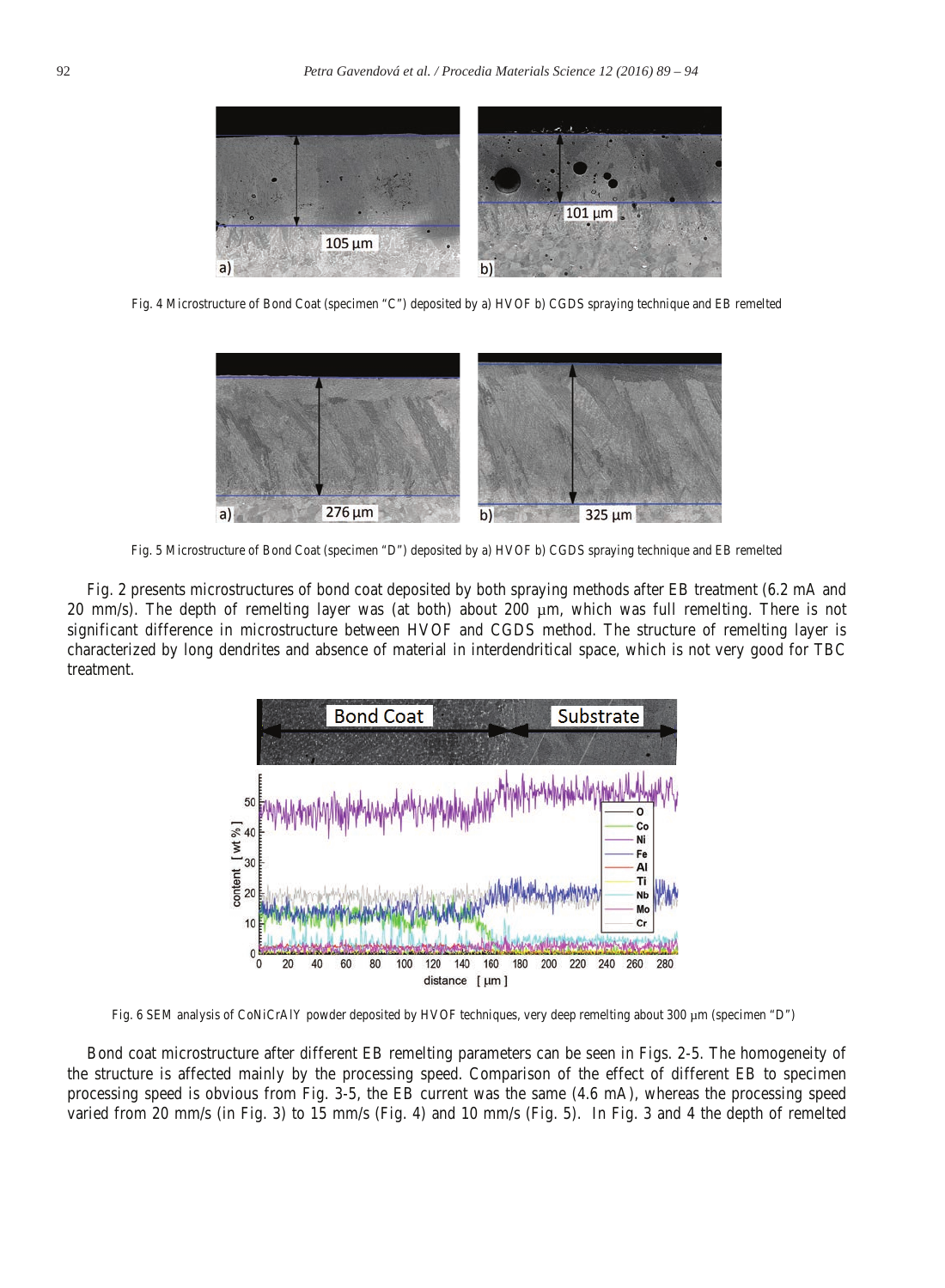Fig. 4 Microstructure of Bond Coat (specimen "C") deposited by a) HVOF b) CGDS spraying technique and EB remelted

Fig. 5 Microstructure of Bond Coat (specimen "D") deposited by a) HVOF b) CGDS spraying technique and EB remelted

Fig. 2 presents microstructures of bond coat deposited by both spraying methods after EB treatment (6.2 mA and 20 mm/s). The depth of remelting layer was (at both) about 200 μm, which was full remelting. There is not significant difference in microstructure between HVOF and CGDS method. The structure of remelting layer is characterized by long dendrites and absence of material in interdendritical space, which is not very good for TBC treatment.

Fig. 6 SEM analysis of CoNiCrAlY powder deposited by HVOF techniques, very deep remelting about 300 μm (specimen "D")

Bond coat microstructure after different EB remelting parameters can be seen in Figs. 2-5. The homogeneity of the structure is affected mainly by the processing speed. Comparison of the effect of different EB to specimen processing speed is obvious from Fig. 3-5, the EB current was the same (4.6 mA), whereas the processing speed varied from 20 mm/s (in Fig. 3) to 15 mm/s (Fig. 4) and 10 mm/s (Fig. 5). In Fig. 3 and 4 the depth of remelted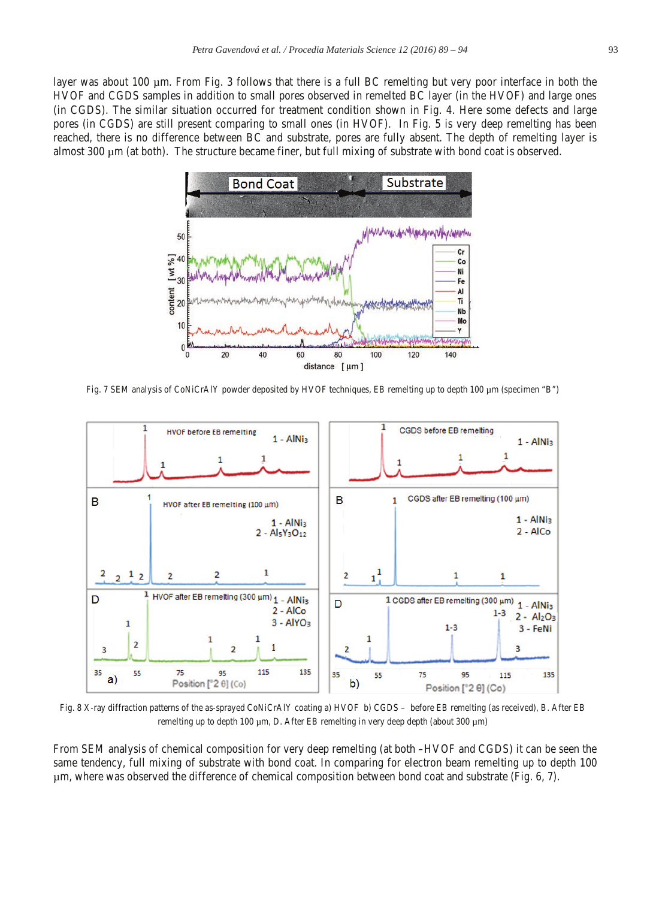layer was about 100 μm. From Fig. 3 follows that there is a full BC remelting but very poor interface in both the HVOF and CGDS samples in addition to small pores observed in remelted BC layer (in the HVOF) and large ones (in CGDS). The similar situation occurred for treatment condition shown in Fig. 4. Here some defects and large pores (in CGDS) are still present comparing to small ones (in HVOF). In Fig. 5 is very deep remelting has been reached, there is no difference between BC and substrate, pores are fully absent. The depth of remelting layer is almost 300 μm (at both). The structure became finer, but full mixing of substrate with bond coat is observed.

Fig. 7 SEM analysis of CoNiCrAlY powder deposited by HVOF techniques, EB remelting up to depth 100 μm (specimen "B")

Fig. 8 X-ray diffraction patterns of the as-sprayed CoNiCrAlY coating a) HVOF b) CGDS – before EB remelting (as received), B. After EB remelting up to depth 100 μm, D. After EB remelting in very deep depth (about 300 μm)

From SEM analysis of chemical composition for very deep remelting (at both –HVOF and CGDS) it can be seen the same tendency, full mixing of substrate with bond coat. In comparing for electron beam remelting up to depth 100 μm, where was observed the difference of chemical composition between bond coat and substrate (Fig. 6, 7).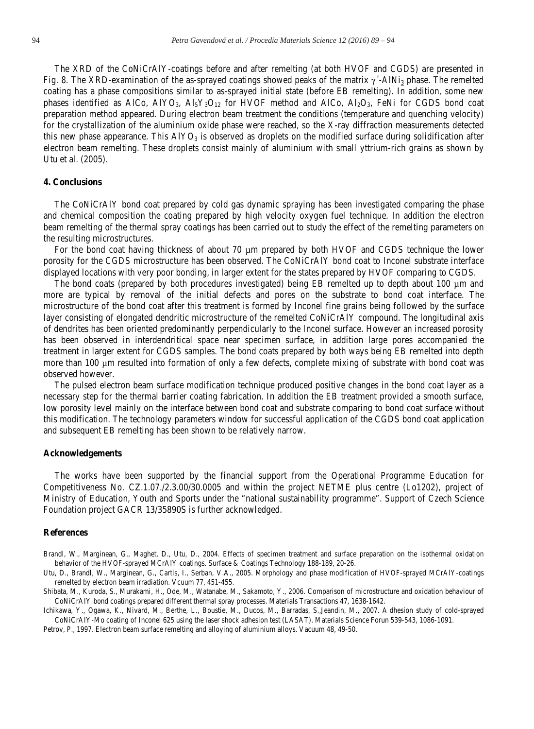The XRD of the CoNiCrAlY-coatings before and after remelting (at both HVOF and CGDS) are presented in Fig. 8. The XRD-examination of the as-sprayed coatings showed peaks of the matrix $\gamma'$-$AlNi_3$ phase. The remelted coating has a phase compositions similar to as-sprayed initial state (before EB remelting). In addition, some new phases identified as AlCo, $AlYO_3$, $Al_5Y_3O_{12}$ for HVOF method and AlCo, $Al_2O_3$, FeNi for CGDS bond coat preparation method appeared. During electron beam treatment the conditions (temperature and quenching velocity) for the crystallization of the aluminium oxide phase were reached, so the X-ray diffraction measurements detected this new phase appearance. This $AlYO_3$ is observed as droplets on the modified surface during solidification after electron beam remelting. These droplets consist mainly of aluminium with small yttrium-rich grains as shown by Utu et al. (2005).

## 4. Conclusions

The CoNiCrAlY bond coat prepared by cold gas dynamic spraying has been investigated comparing the phase and chemical composition the coating prepared by high velocity oxygen fuel technique. In addition the electron beam remelting of the thermal spray coatings has been carried out to study the effect of the remelting parameters on the resulting microstructures.

For the bond coat having thickness of about 70 μm prepared by both HVOF and CGDS technique the lower porosity for the CGDS microstructure has been observed. The CoNiCrAlY bond coat to Inconel substrate interface displayed locations with very poor bonding, in larger extent for the states prepared by HVOF comparing to CGDS.

The bond coats (prepared by both procedures investigated) being EB remelted up to depth about 100 μm and more are typical by removal of the initial defects and pores on the substrate to bond coat interface. The microstructure of the bond coat after this treatment is formed by Inconel fine grains being followed by the surface layer consisting of elongated dendritic microstructure of the remelted CoNiCrAlY compound. The longitudinal axis of dendrites has been oriented predominantly perpendicularly to the Inconel surface. However an increased porosity has been observed in interdendritical space near specimen surface, in addition large pores accompanied the treatment in larger extent for CGDS samples. The bond coats prepared by both ways being EB remelted into depth more than 100 μm resulted into formation of only a few defects, complete mixing of substrate with bond coat was observed however.

The pulsed electron beam surface modification technique produced positive changes in the bond coat layer as a necessary step for the thermal barrier coating fabrication. In addition the EB treatment provided a smooth surface, low porosity level mainly on the interface between bond coat and substrate comparing to bond coat surface without this modification. The technology parameters window for successful application of the CGDS bond coat application and subsequent EB remelting has been shown to be relatively narrow.

## Acknowledgements

The works have been supported by the financial support from the Operational Programme Education for Competitiveness No. CZ.1.07./2.3.00/30.0005 and within the project NETME plus centre (Lo1202), project of Ministry of Education, Youth and Sports under the "national sustainability programme". Support of Czech Science Foundation project GACR 13/35890S is further acknowledged.

## References

Brandl, W., Marginean, G., Maghet, D., Utu, D., 2004. Effects of specimen treatment and surface preparation on the isothermal oxidation behavior of the HVOF-sprayed MCrAlY coatings. Surface & Coatings Technology 188-189, 20-26.

Utu, D., Brandl, W., Marginean, G., Cartis, I., Serban, V.A., 2005. Morphology and phase modification of HVOF-sprayed MCrAlY-coatings remelted by electron beam irradiation. Vcuum 77, 451-455.

Shibata, M., Kuroda, S., Murakami, H., Ode, M., Watanabe, M., Sakamoto, Y., 2006. Comparison of microstructure and oxidation behaviour of CoNiCrAlY bond coatings prepared different thermal spray processes. Materials Transactions 47, 1638-1642.

Ichikawa, Y., Ogawa, K., Nivard, M., Berthe, L., Boustie, M., Ducos, M., Barradas, S.,Jeandin, M., 2007. A dhesion study of cold-sprayed CoNiCrAlY-Mo coating of Inconel 625 using the laser shock adhesion test (LASAT). Materials Science Forun 539-543, 1086-1091.

Petrov, P., 1997. Electron beam surface remelting and alloying of aluminium alloys. Vacuum 48, 49-50.